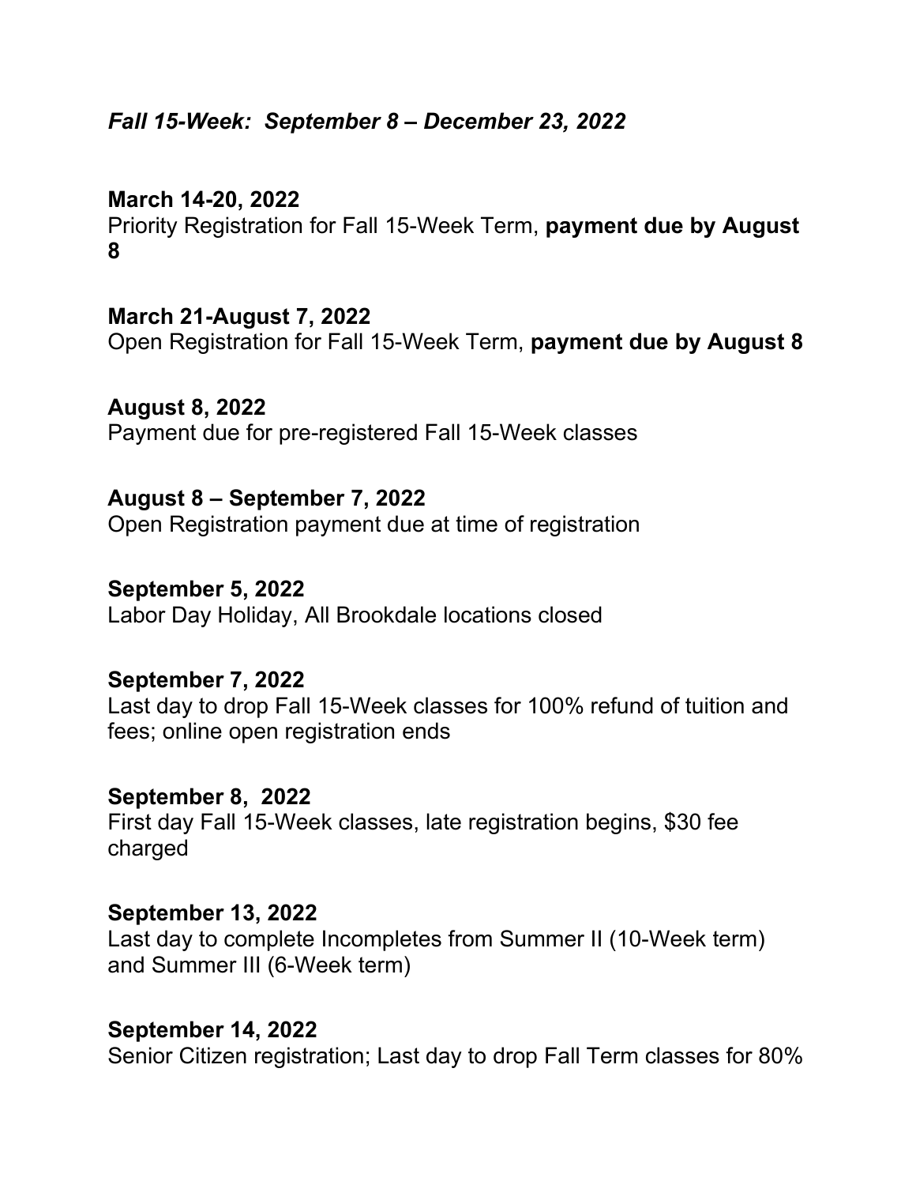## *Fall 15-Week: September 8 – December 23, 2022*

**March 14-20, 2022**
Priority Registration for Fall 15-Week Term, **payment due by August 8**

**March 21-August 7, 2022**
Open Registration for Fall 15-Week Term, **payment due by August 8**

**August 8, 2022**
Payment due for pre-registered Fall 15-Week classes

**August 8 – September 7, 2022**
Open Registration payment due at time of registration

**September 5, 2022**
Labor Day Holiday, All Brookdale locations closed

**September 7, 2022**
Last day to drop Fall 15-Week classes for 100% refund of tuition and fees; online open registration ends

**September 8, 2022**
First day Fall 15-Week classes, late registration begins, $30 fee charged

**September 13, 2022**
Last day to complete Incompletes from Summer II (10-Week term) and Summer III (6-Week term)

**September 14, 2022**
Senior Citizen registration; Last day to drop Fall Term classes for 80%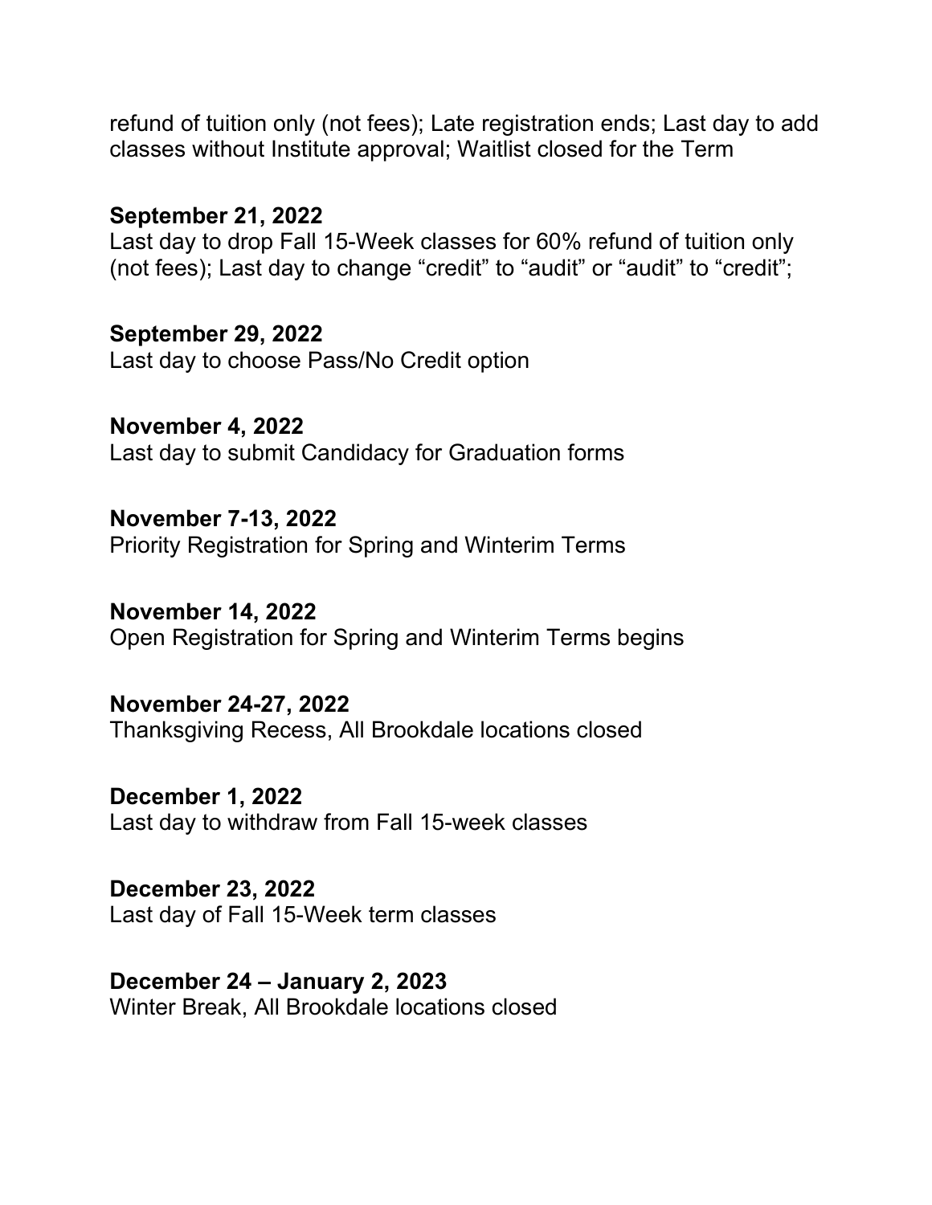refund of tuition only (not fees); Late registration ends; Last day to add classes without Institute approval; Waitlist closed for the Term

**September 21, 2022**
Last day to drop Fall 15-Week classes for 60% refund of tuition only (not fees); Last day to change "credit" to "audit" or "audit" to "credit";

**September 29, 2022**
Last day to choose Pass/No Credit option

**November 4, 2022**
Last day to submit Candidacy for Graduation forms

**November 7-13, 2022**
Priority Registration for Spring and Winterim Terms

**November 14, 2022**
Open Registration for Spring and Winterim Terms begins

**November 24-27, 2022**
Thanksgiving Recess, All Brookdale locations closed

**December 1, 2022**
Last day to withdraw from Fall 15-week classes

**December 23, 2022**
Last day of Fall 15-Week term classes

**December 24 – January 2, 2023**
Winter Break, All Brookdale locations closed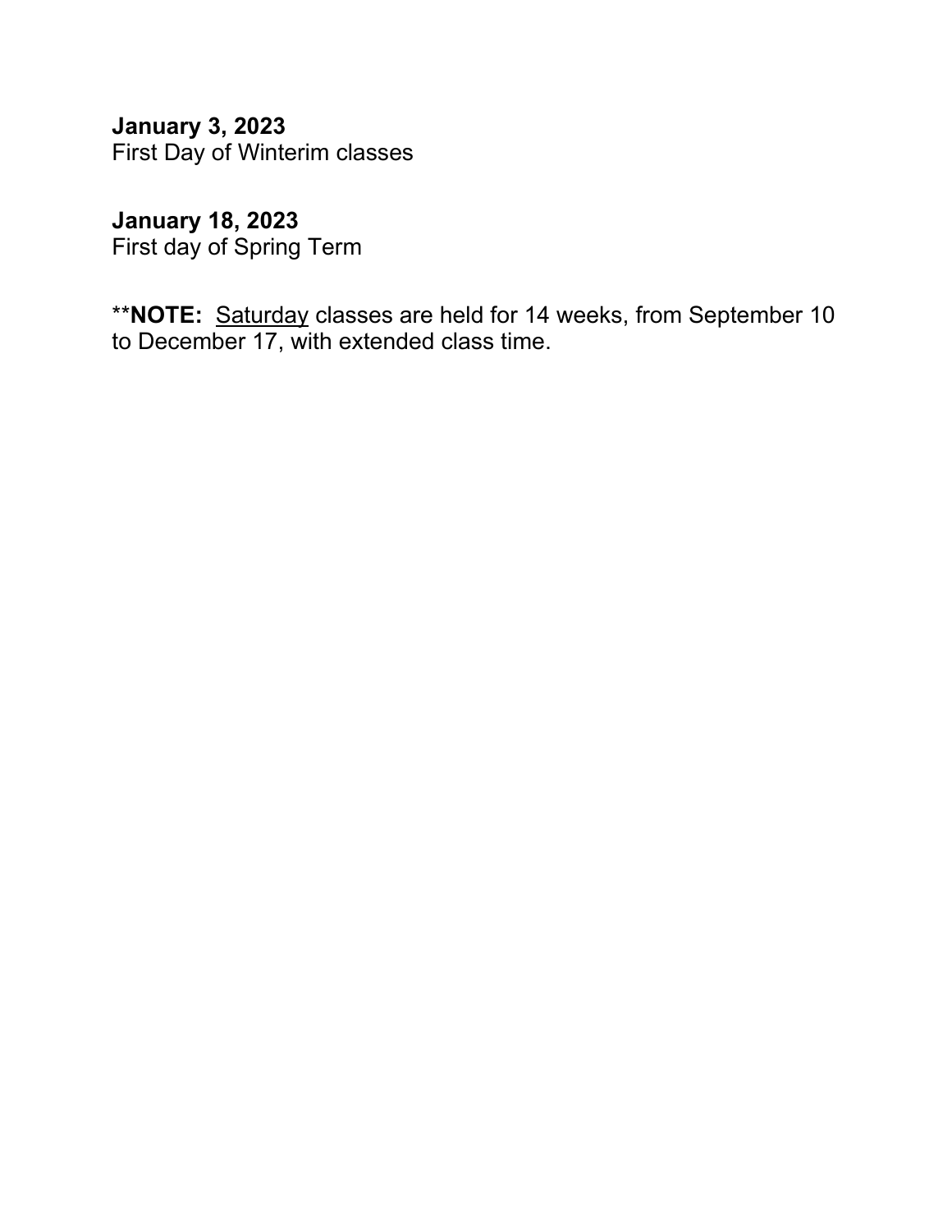**January 3, 2023**
First Day of Winterim classes

**January 18, 2023**
First day of Spring Term

**NOTE:** <u>Saturday</u> classes are held for 14 weeks, from September 10 to December 17, with extended class time.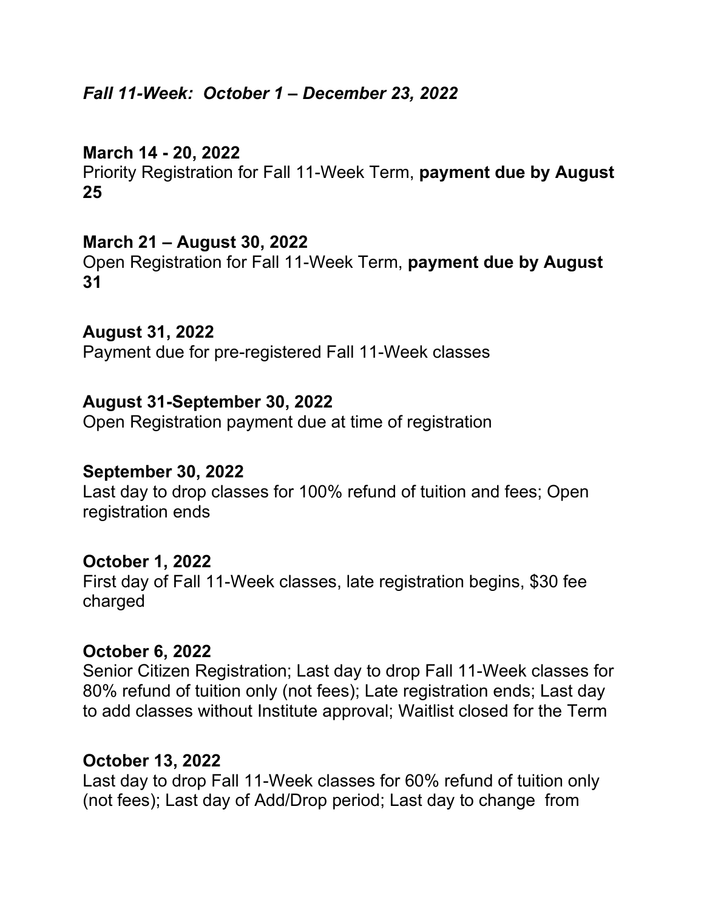***Fall 11-Week: October 1 – December 23, 2022***

**March 14 - 20, 2022**
Priority Registration for Fall 11-Week Term, **payment due by August 25**

**March 21 – August 30, 2022**
Open Registration for Fall 11-Week Term, **payment due by August 31**

**August 31, 2022**
Payment due for pre-registered Fall 11-Week classes

**August 31-September 30, 2022**
Open Registration payment due at time of registration

**September 30, 2022**
Last day to drop classes for 100% refund of tuition and fees; Open registration ends

**October 1, 2022**
First day of Fall 11-Week classes, late registration begins, $30 fee charged

**October 6, 2022**
Senior Citizen Registration; Last day to drop Fall 11-Week classes for 80% refund of tuition only (not fees); Late registration ends; Last day to add classes without Institute approval; Waitlist closed for the Term

**October 13, 2022**
Last day to drop Fall 11-Week classes for 60% refund of tuition only (not fees); Last day of Add/Drop period; Last day to change from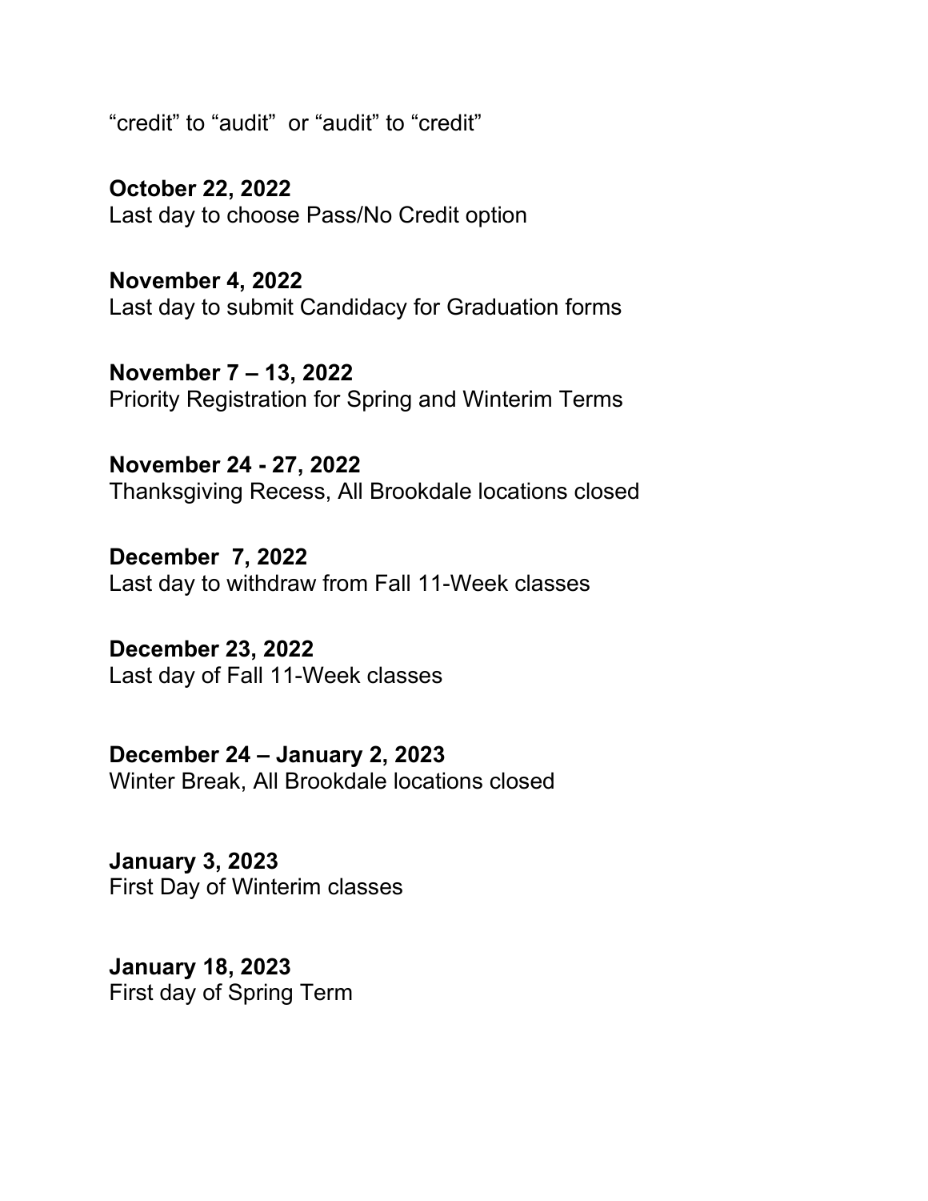“credit” to “audit” or “audit” to “credit”

**October 22, 2022**
Last day to choose Pass/No Credit option

**November 4, 2022**
Last day to submit Candidacy for Graduation forms

**November 7 – 13, 2022**
Priority Registration for Spring and Winterim Terms

**November 24 - 27, 2022**
Thanksgiving Recess, All Brookdale locations closed

**December 7, 2022**
Last day to withdraw from Fall 11-Week classes

**December 23, 2022**
Last day of Fall 11-Week classes

**December 24 – January 2, 2023**
Winter Break, All Brookdale locations closed

**January 3, 2023**
First Day of Winterim classes

**January 18, 2023**
First day of Spring Term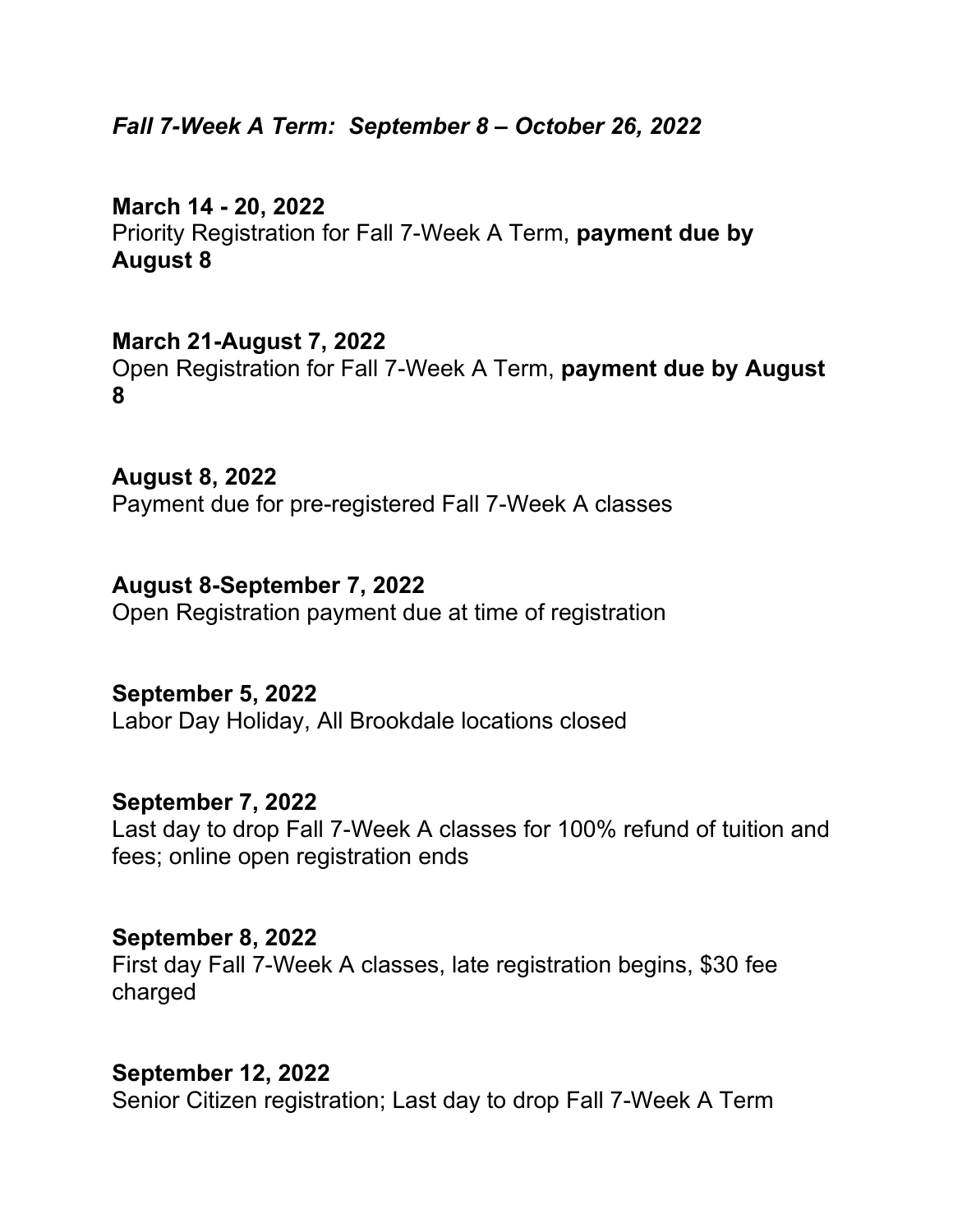### *Fall 7-Week A Term: September 8 – October 26, 2022*

**March 14 - 20, 2022**
Priority Registration for Fall 7-Week A Term, **payment due by August 8**

**March 21-August 7, 2022**
Open Registration for Fall 7-Week A Term, **payment due by August 8**

**August 8, 2022**
Payment due for pre-registered Fall 7-Week A classes

**August 8-September 7, 2022**
Open Registration payment due at time of registration

**September 5, 2022**
Labor Day Holiday, All Brookdale locations closed

**September 7, 2022**
Last day to drop Fall 7-Week A classes for 100% refund of tuition and fees; online open registration ends

**September 8, 2022**
First day Fall 7-Week A classes, late registration begins, $30 fee charged

**September 12, 2022**
Senior Citizen registration; Last day to drop Fall 7-Week A Term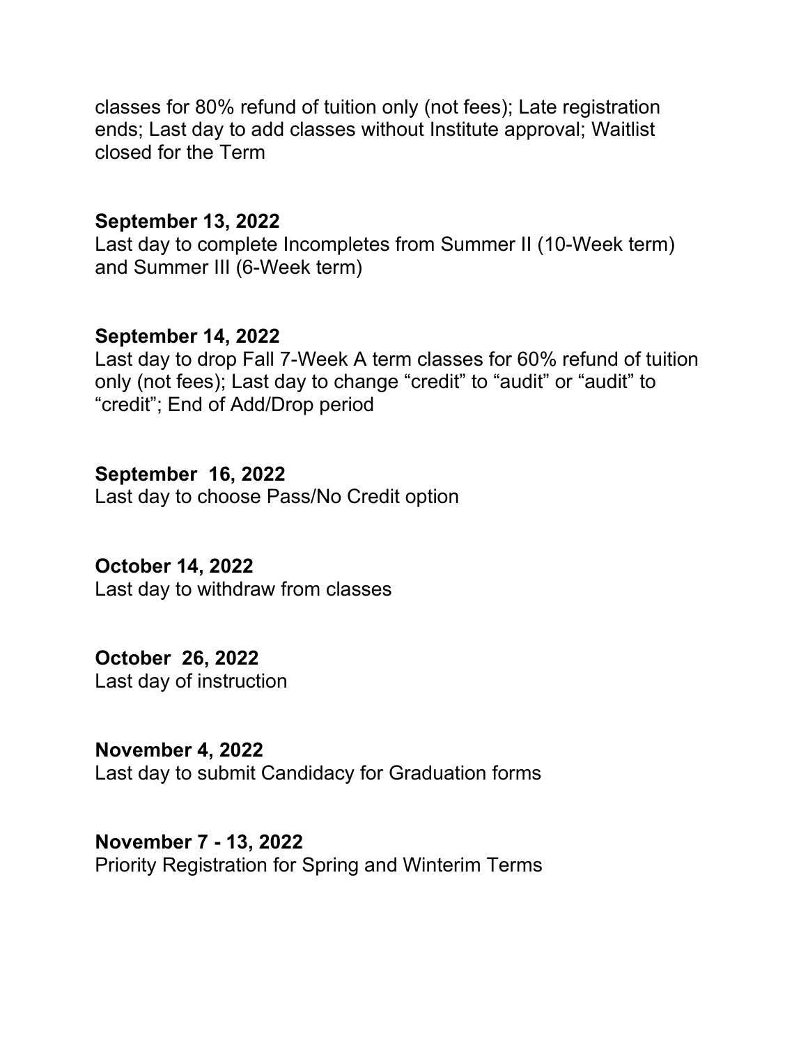classes for 80% refund of tuition only (not fees); Late registration ends; Last day to add classes without Institute approval; Waitlist closed for the Term

**September 13, 2022**
Last day to complete Incompletes from Summer II (10-Week term) and Summer III (6-Week term)

**September 14, 2022**
Last day to drop Fall 7-Week A term classes for 60% refund of tuition only (not fees); Last day to change "credit" to "audit" or "audit" to "credit"; End of Add/Drop period

**September 16, 2022**
Last day to choose Pass/No Credit option

**October 14, 2022**
Last day to withdraw from classes

**October 26, 2022**
Last day of instruction

**November 4, 2022**
Last day to submit Candidacy for Graduation forms

**November 7 - 13, 2022**
Priority Registration for Spring and Winterim Terms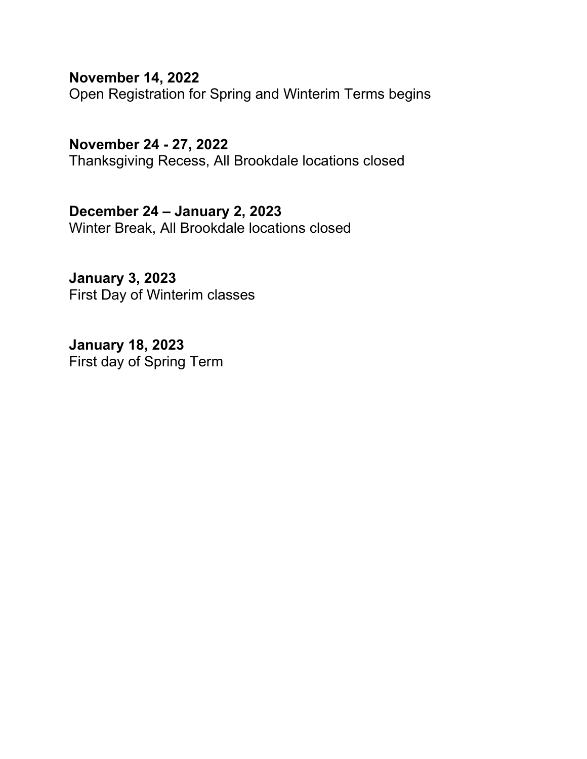**November 14, 2022**
Open Registration for Spring and Winterim Terms begins

**November 24 - 27, 2022**
Thanksgiving Recess, All Brookdale locations closed

**December 24 – January 2, 2023**
Winter Break, All Brookdale locations closed

**January 3, 2023**
First Day of Winterim classes

**January 18, 2023**
First day of Spring Term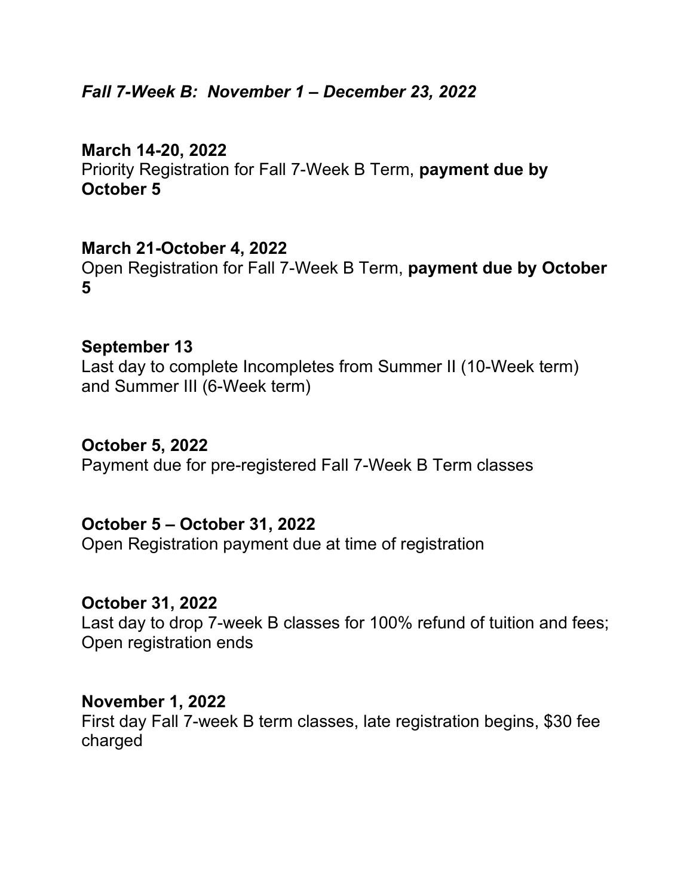## *Fall 7-Week B: November 1 – December 23, 2022*

**March 14-20, 2022**
Priority Registration for Fall 7-Week B Term, **payment due by October 5**

**March 21-October 4, 2022**
Open Registration for Fall 7-Week B Term, **payment due by October 5**

**September 13**
Last day to complete Incompletes from Summer II (10-Week term) and Summer III (6-Week term)

**October 5, 2022**
Payment due for pre-registered Fall 7-Week B Term classes

**October 5 – October 31, 2022**
Open Registration payment due at time of registration

**October 31, 2022**
Last day to drop 7-week B classes for 100% refund of tuition and fees; Open registration ends

**November 1, 2022**
First day Fall 7-week B term classes, late registration begins, $30 fee charged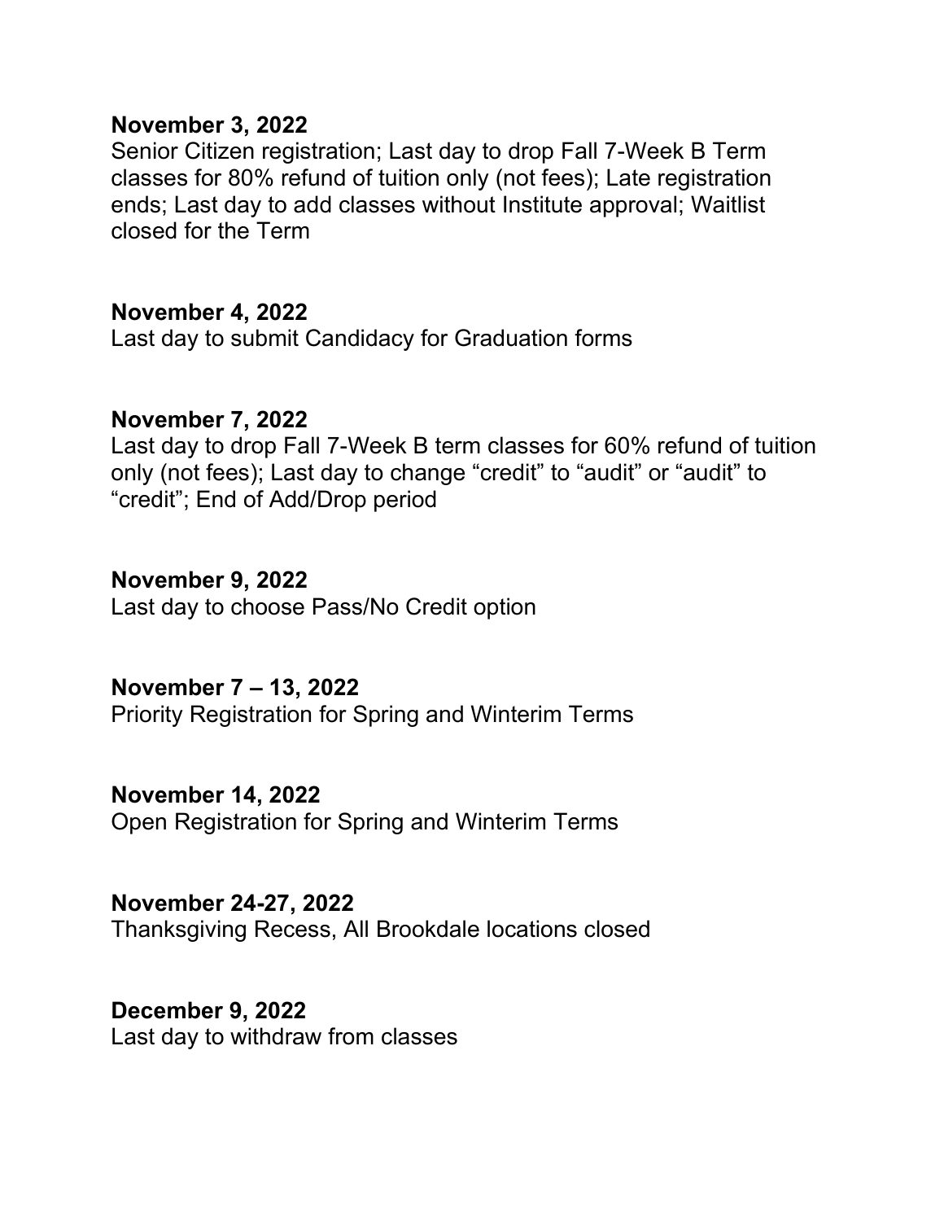**November 3, 2022**
Senior Citizen registration; Last day to drop Fall 7-Week B Term classes for 80% refund of tuition only (not fees); Late registration ends; Last day to add classes without Institute approval; Waitlist closed for the Term

**November 4, 2022**
Last day to submit Candidacy for Graduation forms

**November 7, 2022**
Last day to drop Fall 7-Week B term classes for 60% refund of tuition only (not fees); Last day to change "credit" to "audit" or "audit" to "credit"; End of Add/Drop period

**November 9, 2022**
Last day to choose Pass/No Credit option

**November 7 – 13, 2022**
Priority Registration for Spring and Winterim Terms

**November 14, 2022**
Open Registration for Spring and Winterim Terms

**November 24-27, 2022**
Thanksgiving Recess, All Brookdale locations closed

**December 9, 2022**
Last day to withdraw from classes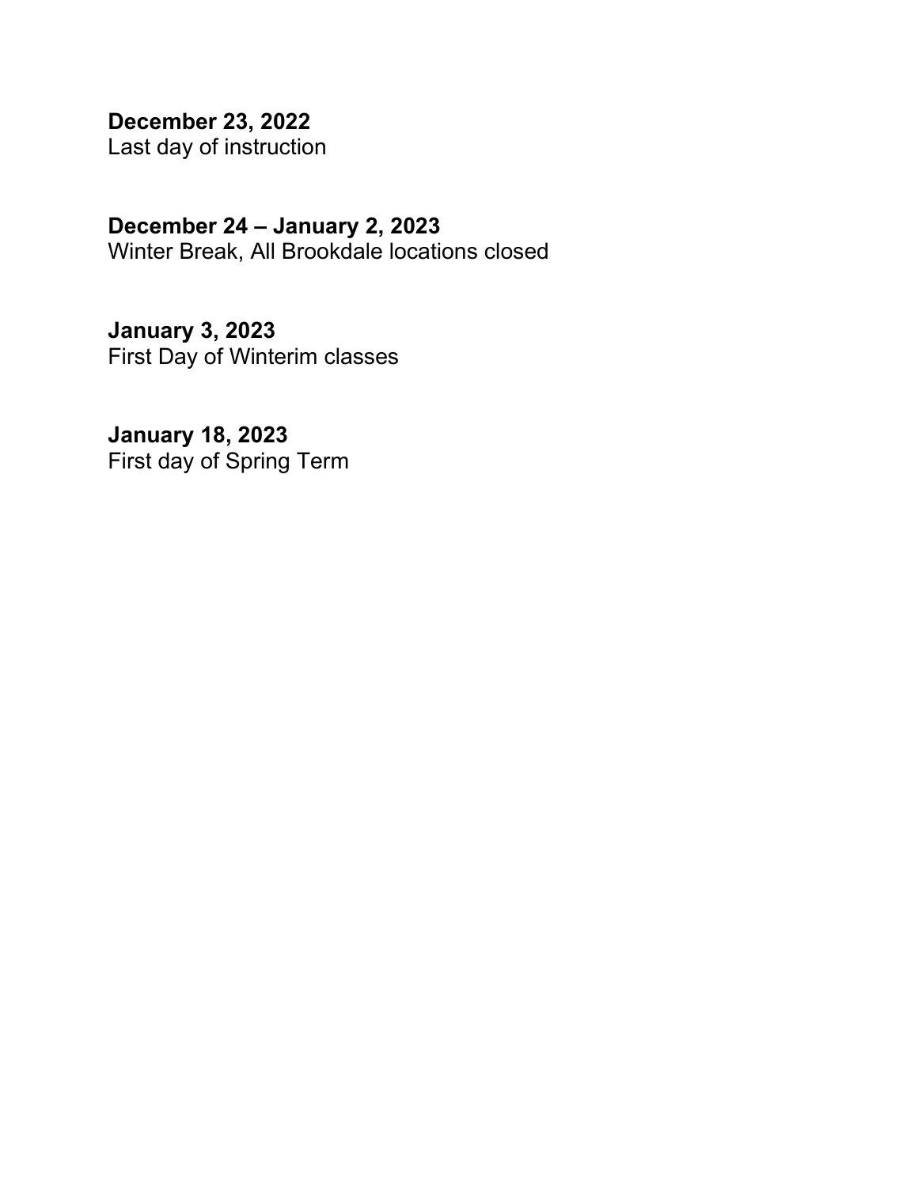**December 23, 2022**
Last day of instruction

**December 24 – January 2, 2023**
Winter Break, All Brookdale locations closed

**January 3, 2023**
First Day of Winterim classes

**January 18, 2023**
First day of Spring Term